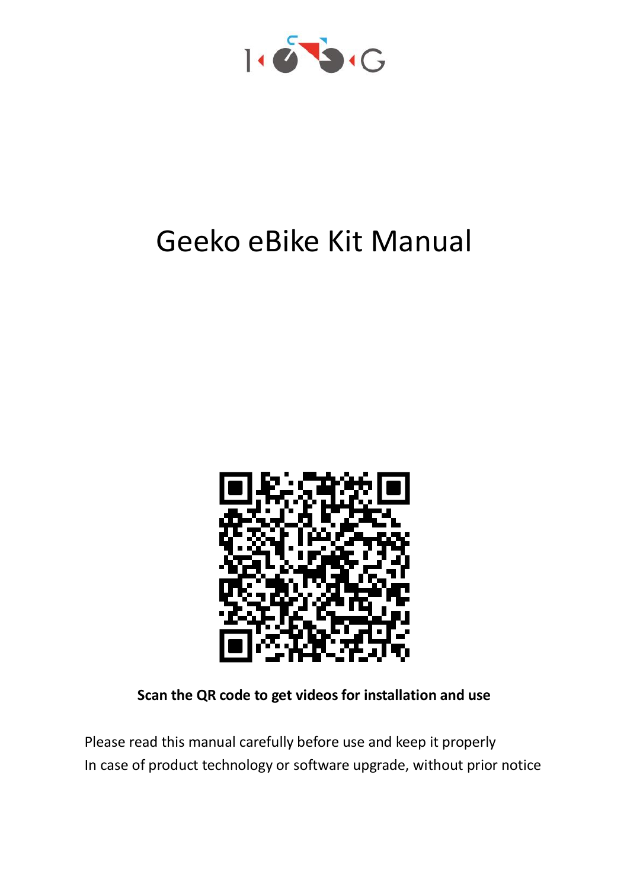# Geeko eBike Kit Manual

**Scan the QR code to get videos for installation and use**

Please read this manual carefully before use and keep it properly

In case of product technology or software upgrade, without prior notice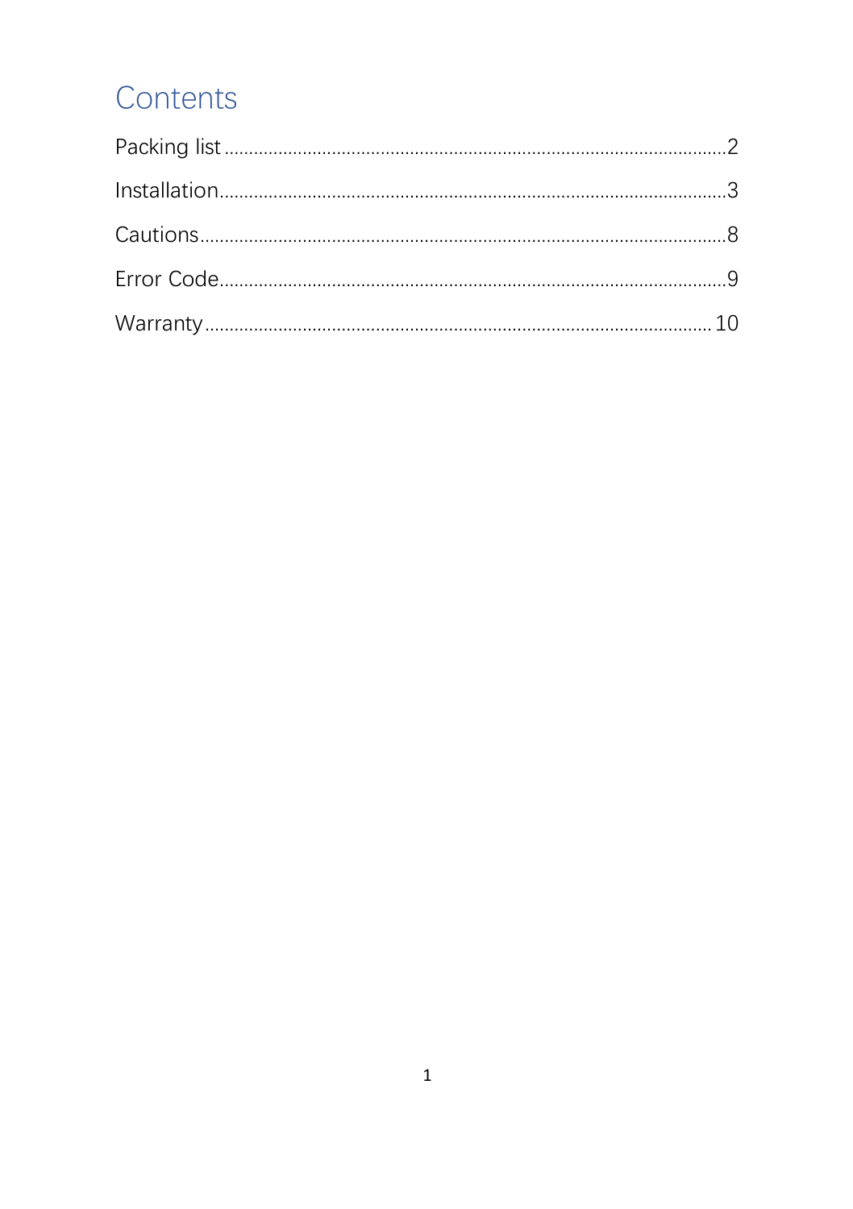# Contents

Packing list....................................................................................................2

Installation....................................................................................................3

Cautions.........................................................................................................8

Error Code......................................................................................................9

Warranty......................................................................................................10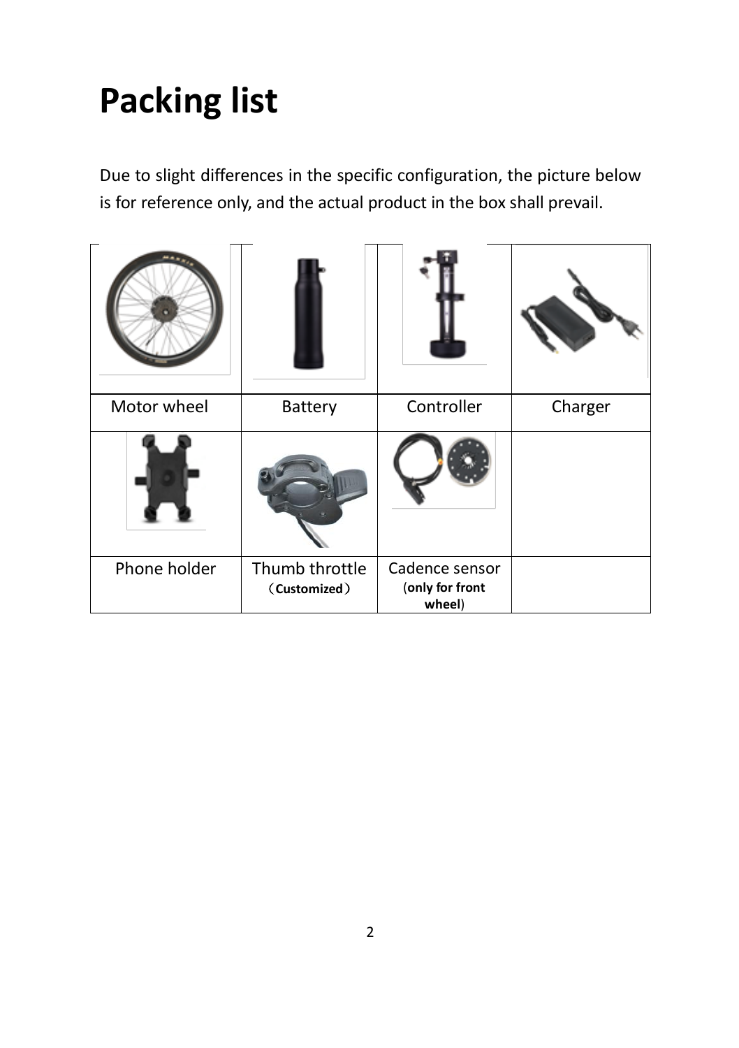# Packing list

Due to slight differences in the specific configuration, the picture below is for reference only, and the actual product in the box shall prevail.

| | | | |
|---|---|---|---|
| Motor wheel | Battery | Controller | Charger |
| | | | |
| Phone holder | Thumb throttle （**Customized**） | Cadence sensor (**only for front wheel**) | |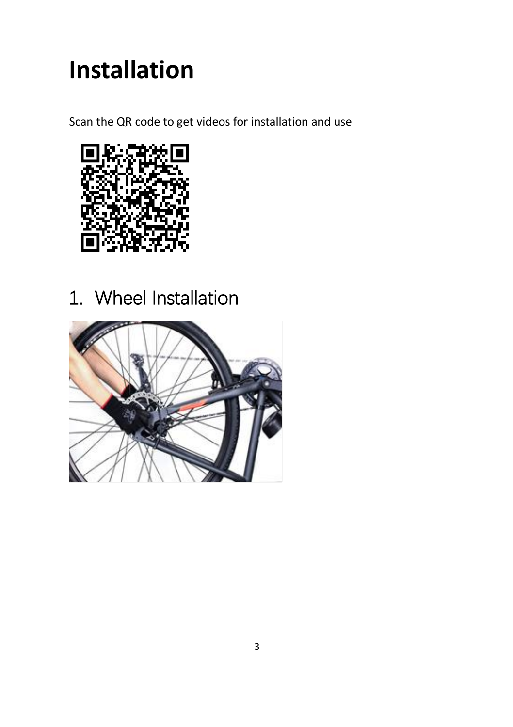# Installation

Scan the QR code to get videos for installation and use

## 1. Wheel Installation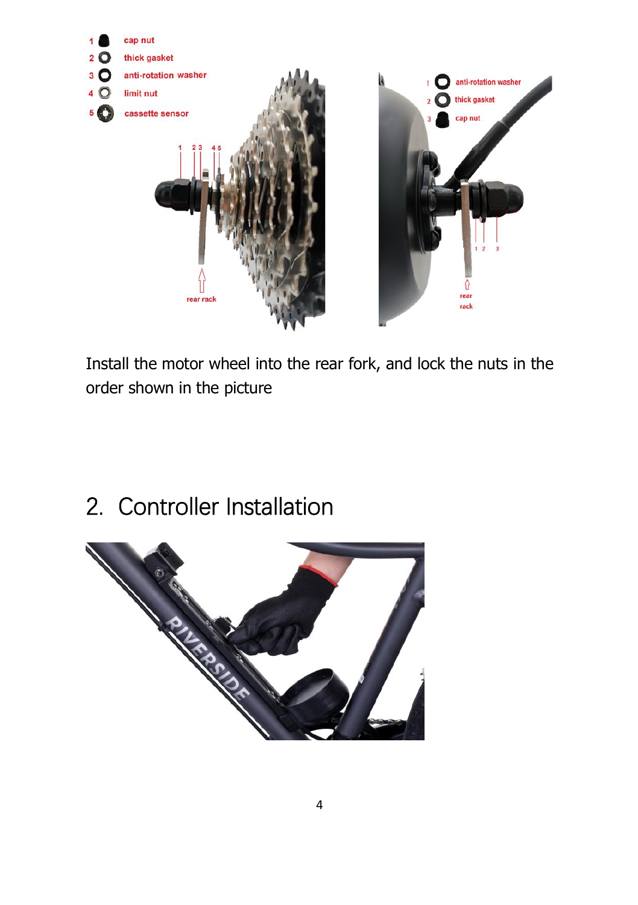1 cap nut
2 thick gasket
3 anti-rotation washer
4 limit nut
5 cassette sensor

1 anti-rotation washer
2 thick gasket
3 cap nut

Install the motor wheel into the rear fork, and lock the nuts in the order shown in the picture

## 2. Controller Installation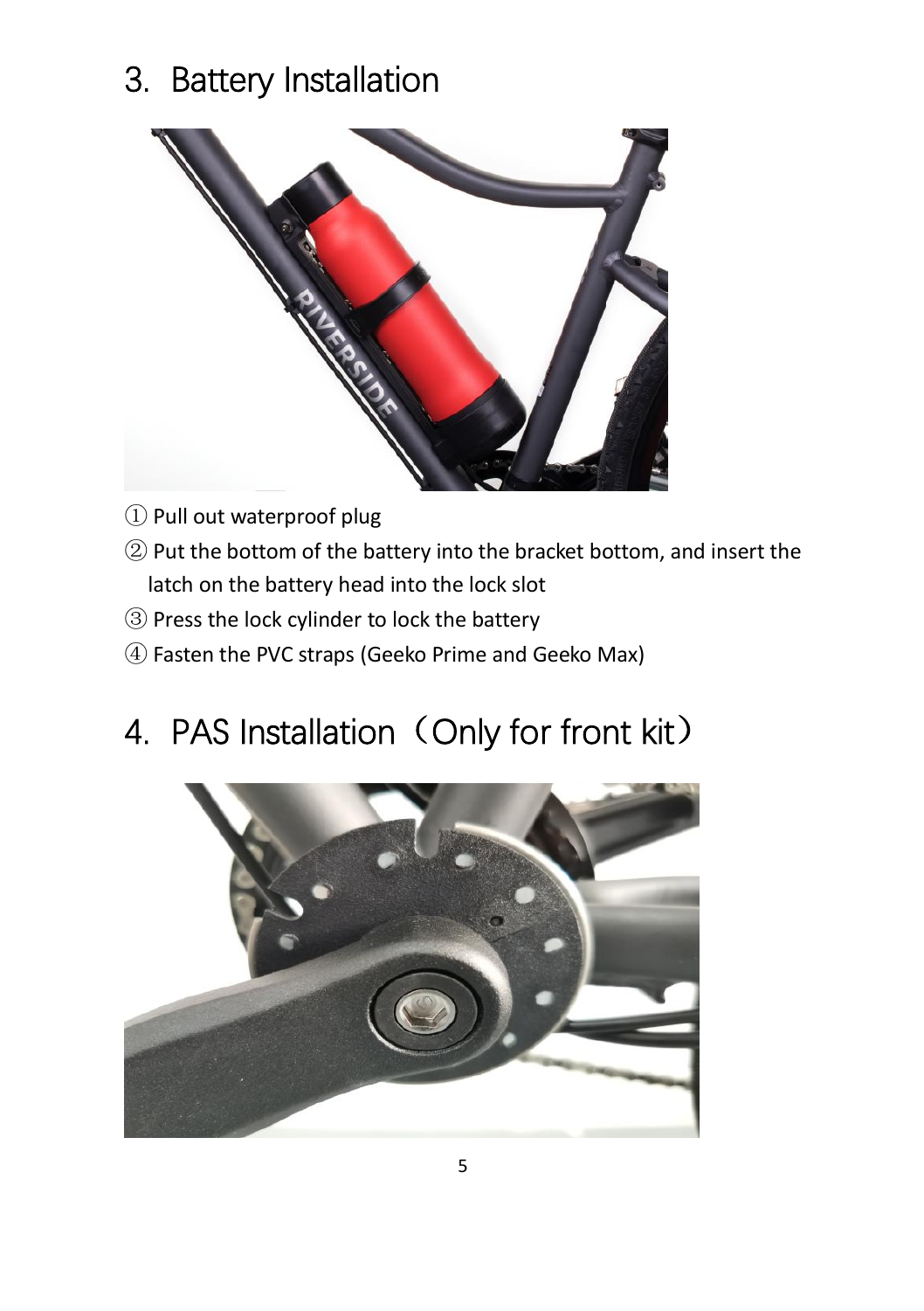## 3. Battery Installation

① Pull out waterproof plug

② Put the bottom of the battery into the bracket bottom, and insert the latch on the battery head into the lock slot

③ Press the lock cylinder to lock the battery

④ Fasten the PVC straps (Geeko Prime and Geeko Max)

## 4. PAS Installation（Only for front kit）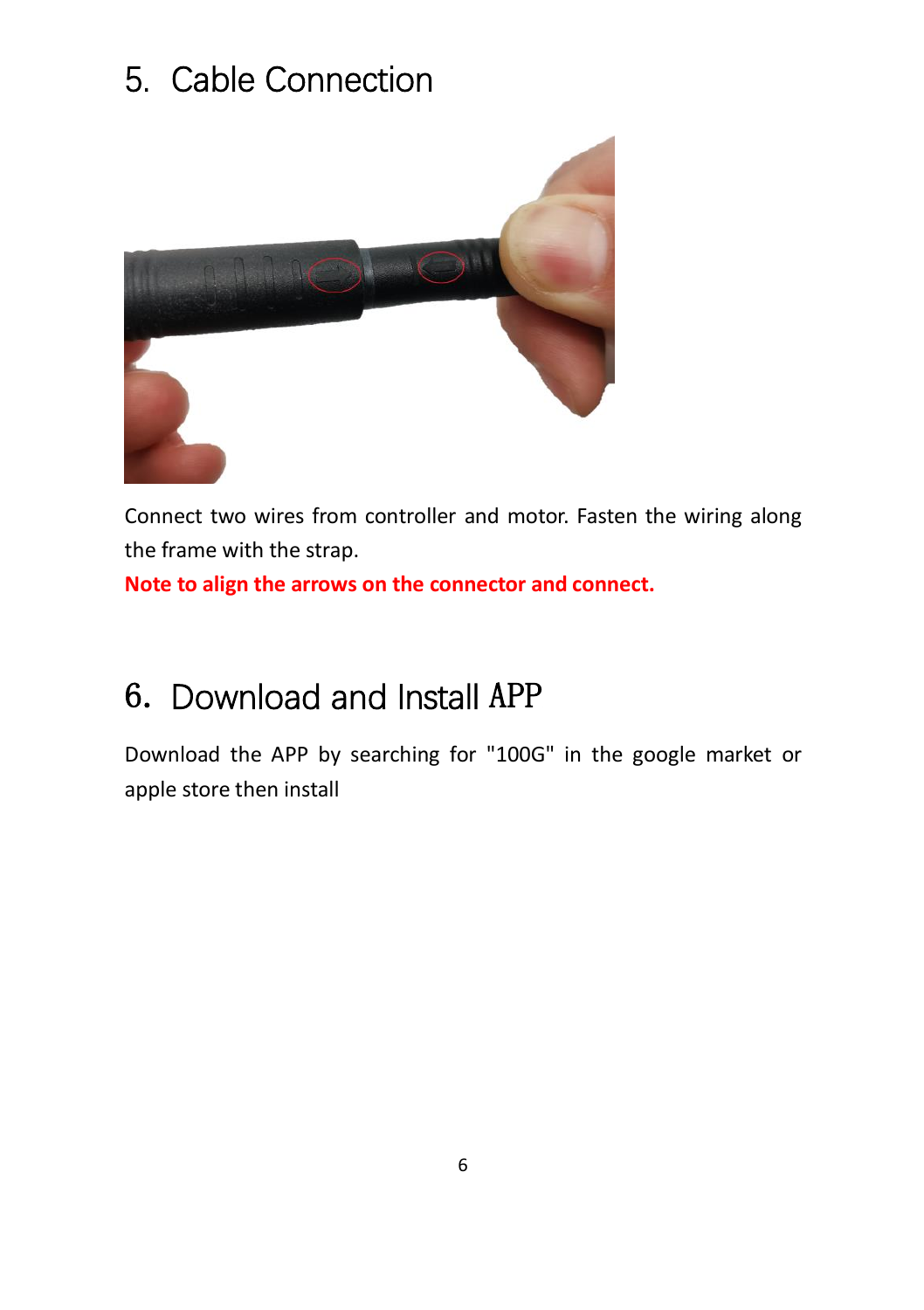# 5. Cable Connection

Connect two wires from controller and motor. Fasten the wiring along the frame with the strap.

**Note to align the arrows on the connector and connect.**

# 6. Download and Install APP

Download the APP by searching for "100G" in the google market or apple store then install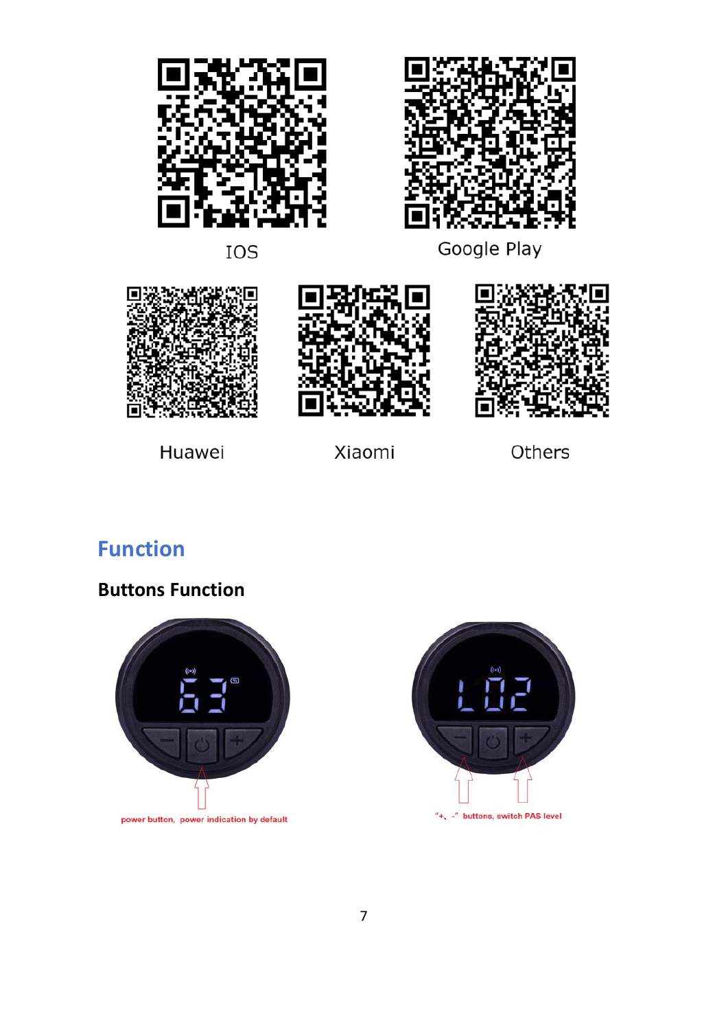IOS

Google Play

Huawei

Xiaomi

Others

# Function

## Buttons Function

power button, power indication by default

"+、-" buttons, switch PAS level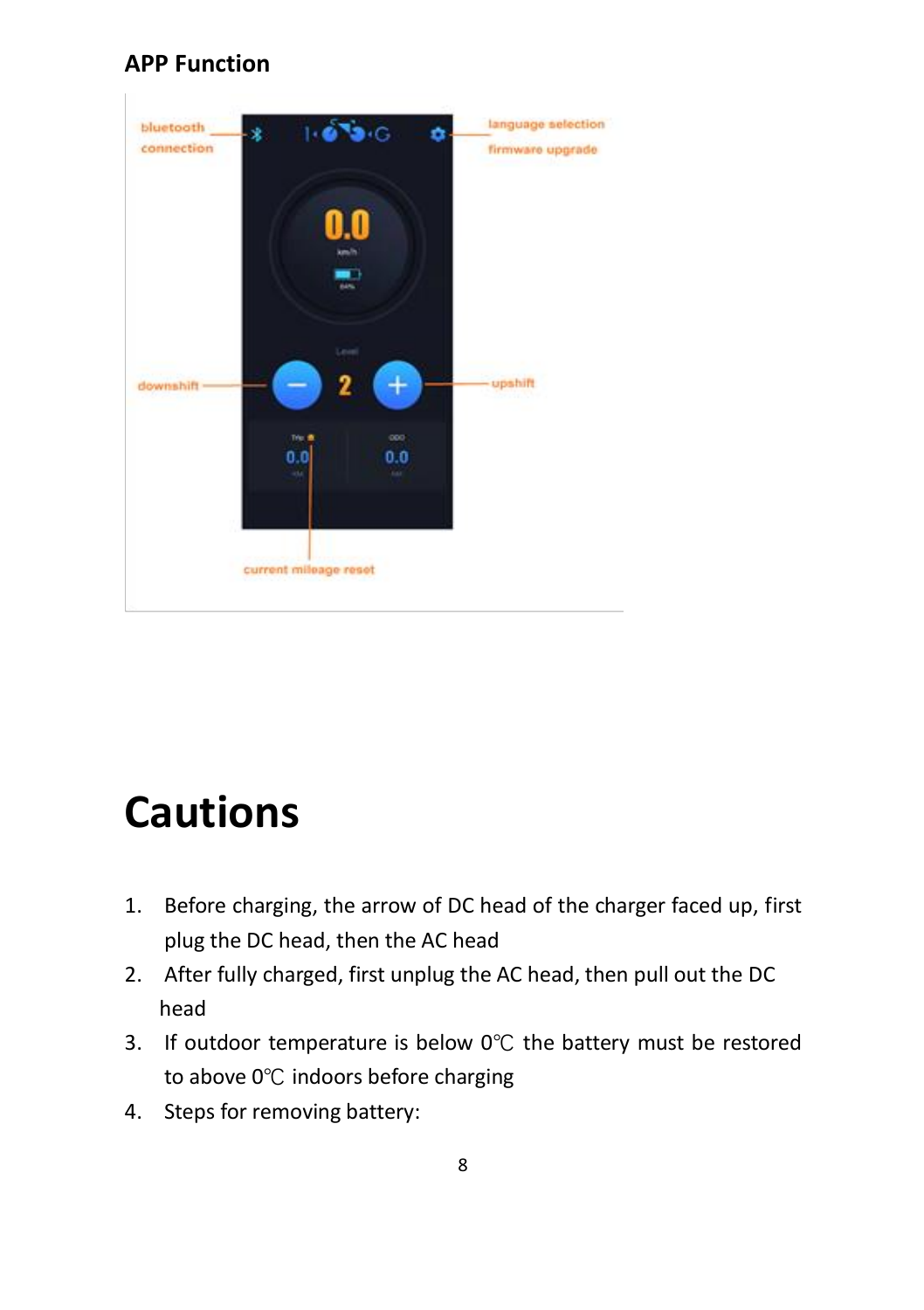## APP Function

# Cautions

1. Before charging, the arrow of DC head of the charger faced up, first plug the DC head, then the AC head
2. After fully charged, first unplug the AC head, then pull out the DC head
3. If outdoor temperature is below 0℃ the battery must be restored to above 0℃ indoors before charging
4. Steps for removing battery: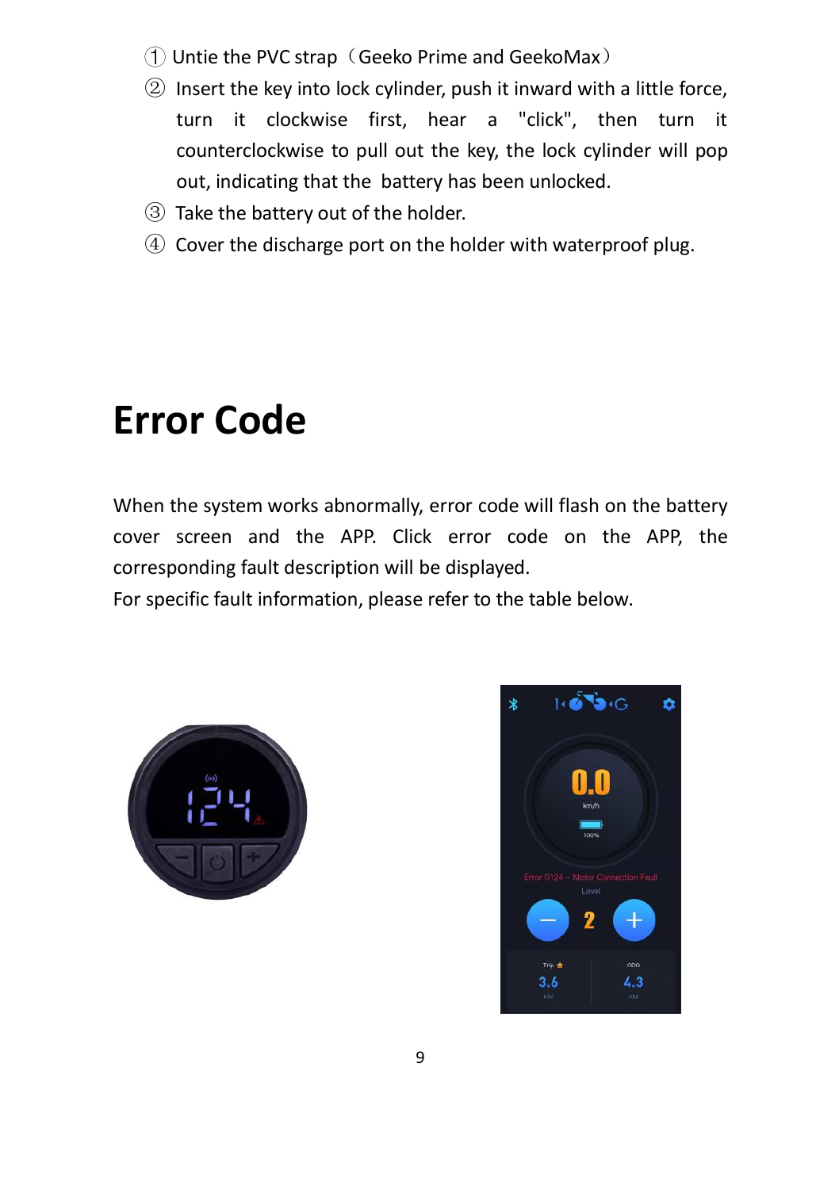① Untie the PVC strap（Geeko Prime and GeekoMax）

② Insert the key into lock cylinder, push it inward with a little force, turn it clockwise first, hear a "click", then turn it counterclockwise to pull out the key, the lock cylinder will pop out, indicating that the battery has been unlocked.

③ Take the battery out of the holder.

④ Cover the discharge port on the holder with waterproof plug.

# Error Code

When the system works abnormally, error code will flash on the battery cover screen and the APP. Click error code on the APP, the corresponding fault description will be displayed.

For specific fault information, please refer to the table below.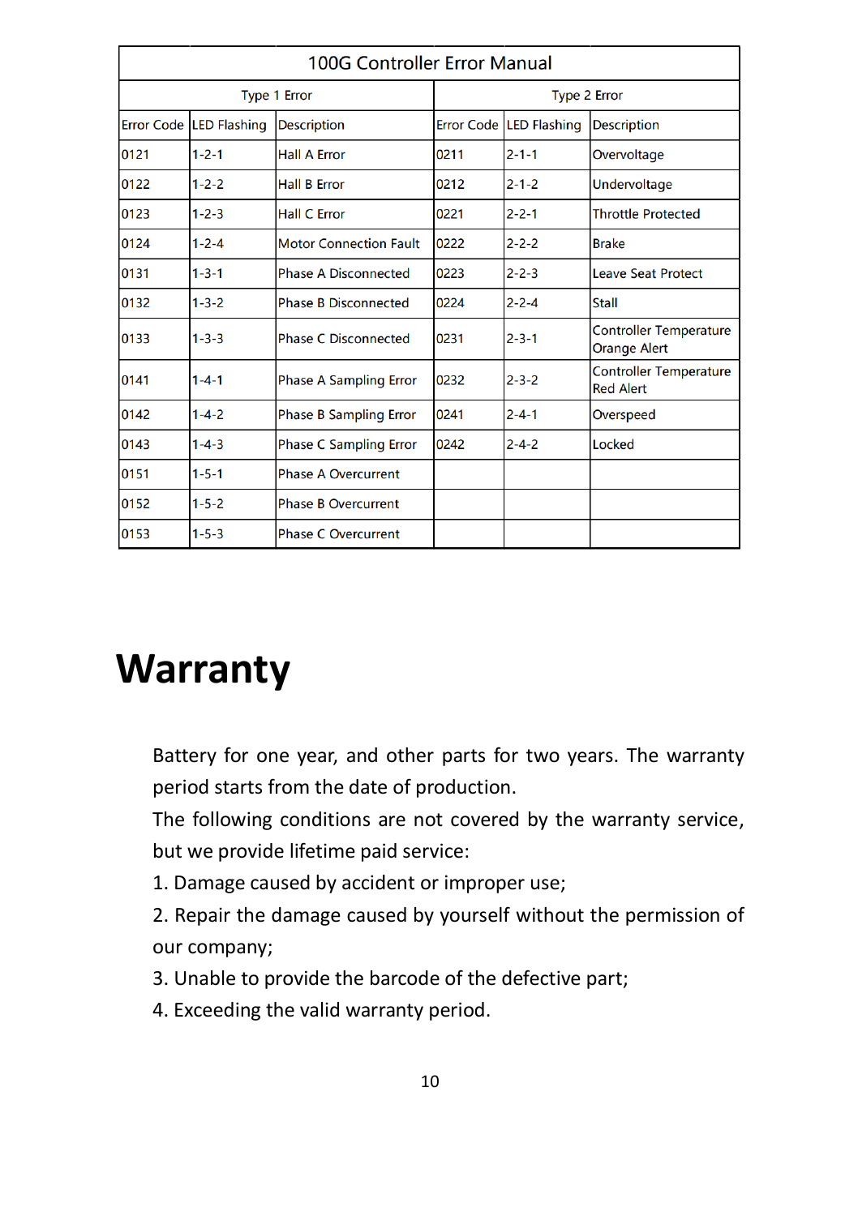| 100G Controller Error Manual | | | | | |
|---|---|---|---|---|---|
| Type 1 Error | | | Type 2 Error | | |
| Error Code | LED Flashing | Description | Error Code | LED Flashing | Description |
| 0121 | 1-2-1 | Hall A Error | 0211 | 2-1-1 | Overvoltage |
| 0122 | 1-2-2 | Hall B Error | 0212 | 2-1-2 | Undervoltage |
| 0123 | 1-2-3 | Hall C Error | 0221 | 2-2-1 | Throttle Protected |
| 0124 | 1-2-4 | Motor Connection Fault | 0222 | 2-2-2 | Brake |
| 0131 | 1-3-1 | Phase A Disconnected | 0223 | 2-2-3 | Leave Seat Protect |
| 0132 | 1-3-2 | Phase B Disconnected | 0224 | 2-2-4 | Stall |
| 0133 | 1-3-3 | Phase C Disconnected | 0231 | 2-3-1 | Controller Temperature Orange Alert |
| 0141 | 1-4-1 | Phase A Sampling Error | 0232 | 2-3-2 | Controller Temperature Red Alert |
| 0142 | 1-4-2 | Phase B Sampling Error | 0241 | 2-4-1 | Overspeed |
| 0143 | 1-4-3 | Phase C Sampling Error | 0242 | 2-4-2 | Locked |
| 0151 | 1-5-1 | Phase A Overcurrent | | | |
| 0152 | 1-5-2 | Phase B Overcurrent | | | |
| 0153 | 1-5-3 | Phase C Overcurrent | | | |

# Warranty

Battery for one year, and other parts for two years. The warranty period starts from the date of production.

The following conditions are not covered by the warranty service, but we provide lifetime paid service:

1. Damage caused by accident or improper use;
2. Repair the damage caused by yourself without the permission of our company;
3. Unable to provide the barcode of the defective part;
4. Exceeding the valid warranty period.